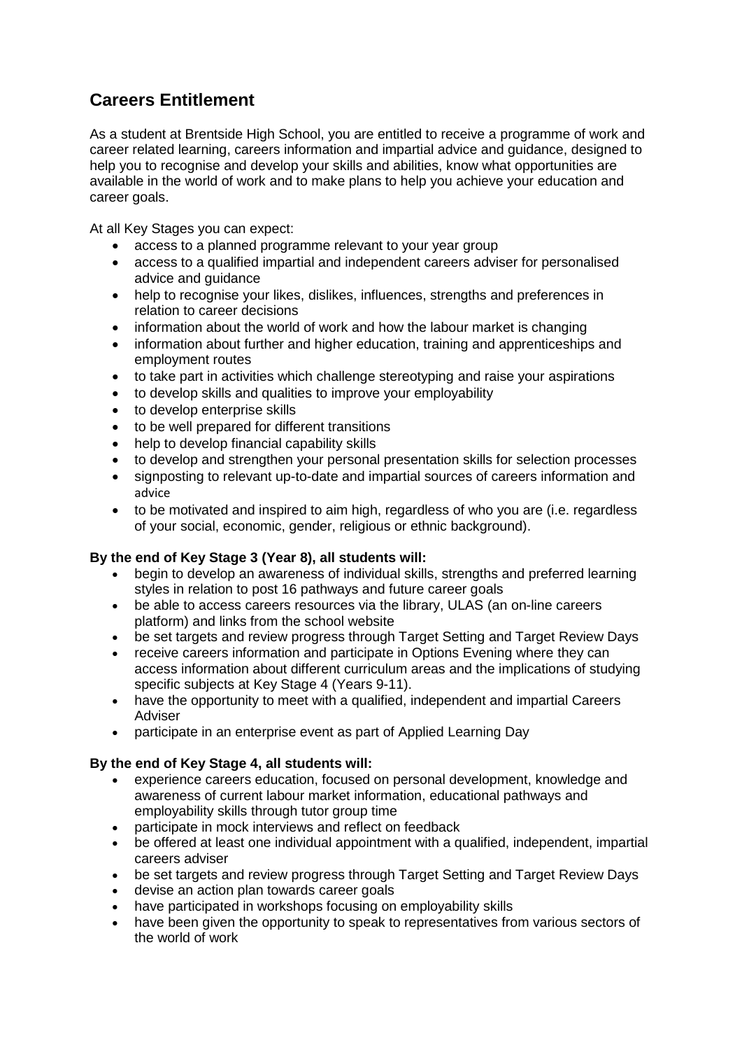## Careers Entitlement

As a student at Brentside High School, you are entitled to receive a programme of work and career related learning, careers information and impartial advice and guidance, designed to help you to recognise and develop your skills and abilities, know what opportunities are available in the world of work and to make plans to help you achieve your education and career goals.

At all Key Stages you can expect:

- access to a planned programme relevant to your year group
- access to a qualified impartial and independent careers adviser for personalised advice and guidance
- help to recognise your likes, dislikes, influences, strengths and preferences in relation to career decisions
- information about the world of work and how the labour market is changing
- information about further and higher education, training and apprenticeships and employment routes
- to take part in activities which challenge stereotyping and raise your aspirations
- to develop skills and qualities to improve your employability
- to develop enterprise skills
- to be well prepared for different transitions
- help to develop financial capability skills
- to develop and strengthen your personal presentation skills for selection processes
- signposting to relevant up-to-date and impartial sources of careers information and advice
- to be motivated and inspired to aim high, regardless of who you are (i.e. regardless of your social, economic, gender, religious or ethnic background).

**By the end of Key Stage 3 (Year 8), all students will:**

- begin to develop an awareness of individual skills, strengths and preferred learning styles in relation to post 16 pathways and future career goals
- be able to access careers resources via the library, ULAS (an on-line careers platform) and links from the school website
- be set targets and review progress through Target Setting and Target Review Days
- receive careers information and participate in Options Evening where they can access information about different curriculum areas and the implications of studying specific subjects at Key Stage 4 (Years 9-11).
- have the opportunity to meet with a qualified, independent and impartial Careers Adviser
- participate in an enterprise event as part of Applied Learning Day

**By the end of Key Stage 4, all students will:**

- experience careers education, focused on personal development, knowledge and awareness of current labour market information, educational pathways and employability skills through tutor group time
- participate in mock interviews and reflect on feedback
- be offered at least one individual appointment with a qualified, independent, impartial careers adviser
- be set targets and review progress through Target Setting and Target Review Days
- devise an action plan towards career goals
- have participated in workshops focusing on employability skills
- have been given the opportunity to speak to representatives from various sectors of the world of work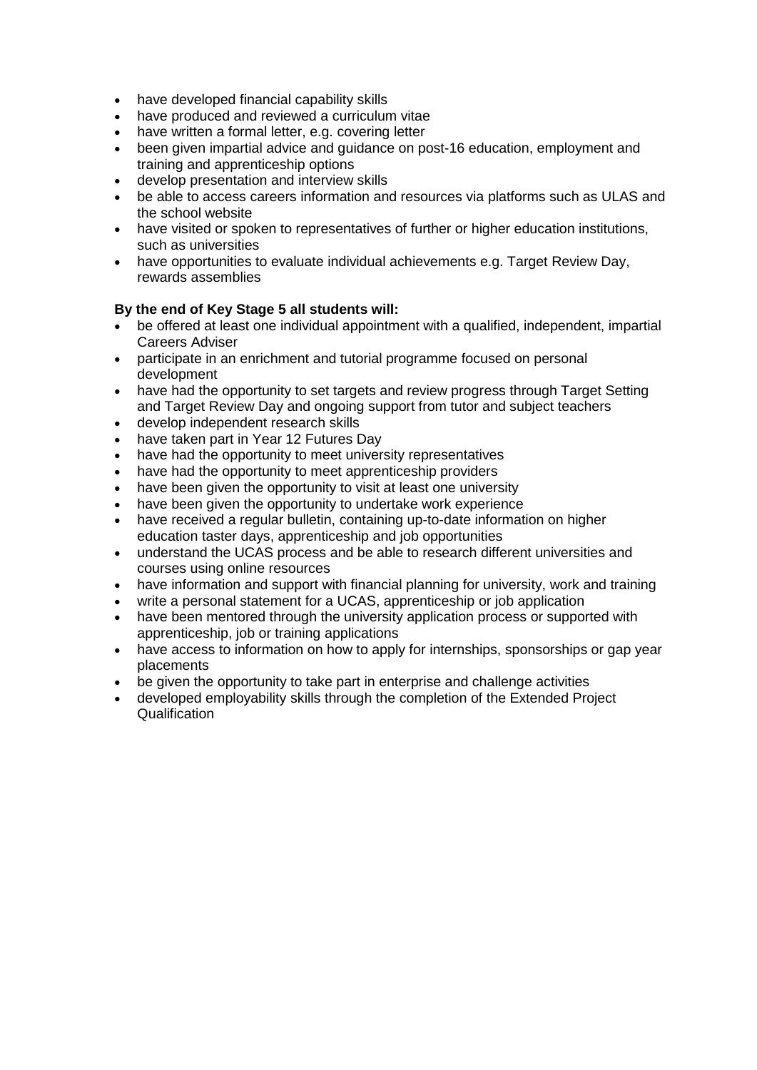- have developed financial capability skills
- have produced and reviewed a curriculum vitae
- have written a formal letter, e.g. covering letter
- been given impartial advice and guidance on post-16 education, employment and training and apprenticeship options
- develop presentation and interview skills
- be able to access careers information and resources via platforms such as ULAS and the school website
- have visited or spoken to representatives of further or higher education institutions, such as universities
- have opportunities to evaluate individual achievements e.g. Target Review Day, rewards assemblies

**By the end of Key Stage 5 all students will:**

- be offered at least one individual appointment with a qualified, independent, impartial Careers Adviser
- participate in an enrichment and tutorial programme focused on personal development
- have had the opportunity to set targets and review progress through Target Setting and Target Review Day and ongoing support from tutor and subject teachers
- develop independent research skills
- have taken part in Year 12 Futures Day
- have had the opportunity to meet university representatives
- have had the opportunity to meet apprenticeship providers
- have been given the opportunity to visit at least one university
- have been given the opportunity to undertake work experience
- have received a regular bulletin, containing up-to-date information on higher education taster days, apprenticeship and job opportunities
- understand the UCAS process and be able to research different universities and courses using online resources
- have information and support with financial planning for university, work and training
- write a personal statement for a UCAS, apprenticeship or job application
- have been mentored through the university application process or supported with apprenticeship, job or training applications
- have access to information on how to apply for internships, sponsorships or gap year placements
- be given the opportunity to take part in enterprise and challenge activities
- developed employability skills through the completion of the Extended Project Qualification